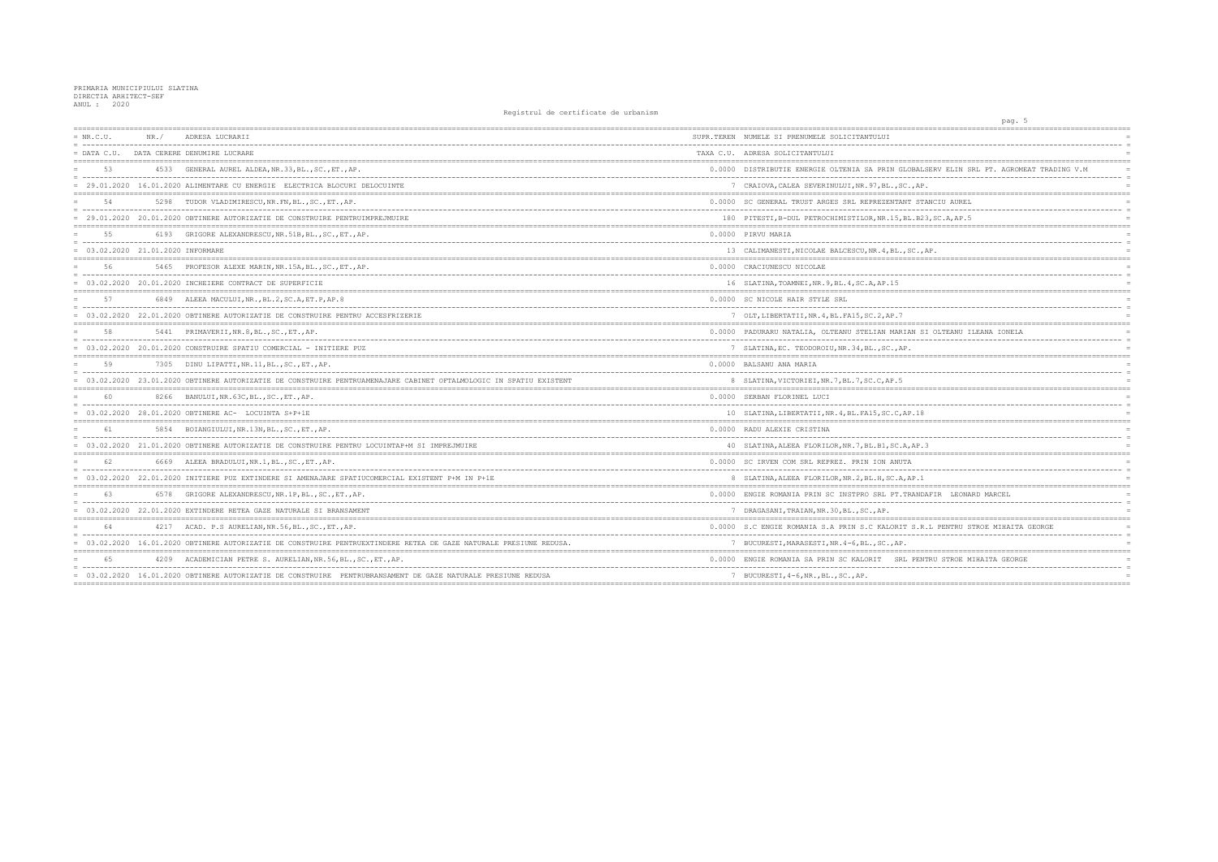PRIMARIA MUNICIPIULUI SLATINA
DIRECTIA ARHITECT-SEF
ANUL : 2020

Registrul de certificate de urbanism

| NR.C.U. / DATA C.U. | NR. / DATA CERERE | ADRESA LUCRARII / DENUMIRE LUCRARE | SUPR.TEREN / TAXA C.U. | NUMELE SI PRENUMELE SOLICITANTULUI / ADRESA SOLICITANTULUI |
|---|---|---|---|---|
| 53 | 4533 | GENERAL AUREL ALDEA,NR.33,BL.,SC.,ET.,AP. | 0.0000 | DISTRIBUTIE ENERGIE OLTENIA SA PRIN GLOBALSERV ELIN SRL PT. AGROMEAT TRADING V.M |
| 29.01.2020 | 16.01.2020 | ALIMENTARE CU ENERGIE ELECTRICA BLOCURI DELOCUINTE | 7 | CRAIOVA,CALEA SEVERINULUI,NR.97,BL.,SC.,AP. |
| 54 | 5298 | TUDOR VLADIMIRESCU,NR.FN,BL.,SC.,ET.,AP. | 0.0000 | SC GENERAL TRUST ARGES SRL REPREZENTANT STANCIU AUREL |
| 29.01.2020 | 20.01.2020 | OBTINERE AUTORIZATIE DE CONSTRUIRE PENTRUIMPREJMUIRE | 180 | PITESTI,B-DUL PETROCHIMISTILOR,NR.15,BL.B23,SC.A,AP.5 |
| 55 | 6193 | GRIGORE ALEXANDRESCU,NR.51B,BL.,SC.,ET.,AP. | 0.0000 | PIRVU MARIA |
| 03.02.2020 | 21.01.2020 | INFORMARE | 13 | CALIMANESTI,NICOLAE BALCESCU,NR.4,BL.,SC.,AP. |
| 56 | 5465 | PROFESOR ALEXE MARIN,NR.15A,BL.,SC.,ET.,AP. | 0.0000 | CRACIUNESCU NICOLAE |
| 03.02.2020 | 20.01.2020 | INCHEIERE CONTRACT DE SUPERFICIE | 16 | SLATINA,TOAMNEI,NR.9,BL.4,SC.A,AP.15 |
| 57 | 6849 | ALEEA MACULUI,NR.,BL.2,SC.A,ET.P,AP.8 | 0.0000 | SC NICOLE HAIR STYLE SRL |
| 03.02.2020 | 22.01.2020 | OBTINERE AUTORIZATIE DE CONSTRUIRE PENTRU ACCESFRIZERIE | 7 | OLT,LIBERTATII,NR.4,BL.FA15,SC.2,AP.7 |
| 58 | 5441 | PRIMAVERII,NR.8,BL.,SC.,ET.,AP. | 0.0000 | PADURARU NATALIA, OLTEANU STELIAN MARIAN SI OLTEANU ILEANA IONELA |
| 03.02.2020 | 20.01.2020 | CONSTRUIRE SPATIU COMERCIAL - INITIERE PUZ | 7 | SLATINA,EC. TEODOROIU,NR.34,BL.,SC.,AP. |
| 59 | 7305 | DINU LIPATTI,NR.11,BL.,SC.,ET.,AP. | 0.0000 | BALSANU ANA MARIA |
| 03.02.2020 | 23.01.2020 | OBTINERE AUTORIZATIE DE CONSTRUIRE PENTRUAMENAJARE CABINET OFTALMOLOGIC IN SPATIU EXISTENT | 8 | SLATINA,VICTORIEI,NR.7,BL.7,SC.C,AP.5 |
| 60 | 8266 | BANULUI,NR.63C,BL.,SC.,ET.,AP. | 0.0000 | SERBAN FLORINEL LUCI |
| 03.02.2020 | 28.01.2020 | OBTINERE AC- LOCUINTA S+P+1E | 10 | SLATINA,LIBERTATII,NR.4,BL.FA15,SC.C,AP.18 |
| 61 | 5854 | BOIANGIULUI,NR.13N,BL.,SC.,ET.,AP. | 0.0000 | RADU ALEXIE CRISTINA |
| 03.02.2020 | 21.01.2020 | OBTINERE AUTORIZATIE DE CONSTRUIRE PENTRU LOCUINTAP+M SI IMPREJMUIRE | 40 | SLATINA,ALEEA FLORILOR,NR.7,BL.B1,SC.A,AP.3 |
| 62 | 6669 | ALEEA BRADULUI,NR.1,BL.,SC.,ET.,AP. | 0.0000 | SC IRVEN COM SRL REPREZ. PRIN ION ANUTA |
| 03.02.2020 | 22.01.2020 | INITIERE PUZ EXTINDERE SI AMENAJARE SPATIUCOMERCIAL EXISTENT P+M IN P+1E | 8 | SLATINA,ALEEA FLORILOR,NR.2,BL.H,SC.A,AP.1 |
| 63 | 6578 | GRIGORE ALEXANDRESCU,NR.1P,BL.,SC.,ET.,AP. | 0.0000 | ENGIE ROMANIA PRIN SC INSTPRO SRL PT.TRANDAFIR LEONARD MARCEL |
| 03.02.2020 | 22.01.2020 | EXTINDERE RETEA GAZE NATURALE SI BRANSAMENT | 7 | DRAGASANI,TRAIAN,NR.30,BL.,SC.,AP. |
| 64 | 4217 | ACAD. P.S AURELIAN,NR.56,BL.,SC.,ET.,AP. | 0.0000 | S.C ENGIE ROMANIA S.A PRIN S.C KALORIT S.R.L PENTRU STROE MIHAITA GEORGE |
| 03.02.2020 | 16.01.2020 | OBTINERE AUTORIZATIE DE CONSTRUIRE PENTRUEXTINDERE RETEA DE GAZE NATURALE PRESIUNE REDUSA. | 7 | BUCURESTI,MARASESTI,NR.4-6,BL.,SC.,AP. |
| 65 | 4209 | ACADEMICIAN PETRE S. AURELIAN,NR.56,BL.,SC.,ET.,AP. | 0.0000 | ENGIE ROMANIA SA PRIN SC KALORIT SRL PENTRU STROE MIHAITA GEORGE |
| 03.02.2020 | 16.01.2020 | OBTINERE AUTORIZATIE DE CONSTRUIRE PENTRUBRANSAMENT DE GAZE NATURALE PRESIUNE REDUSA | 7 | BUCURESTI,4-6,NR.,BL.,SC.,AP. |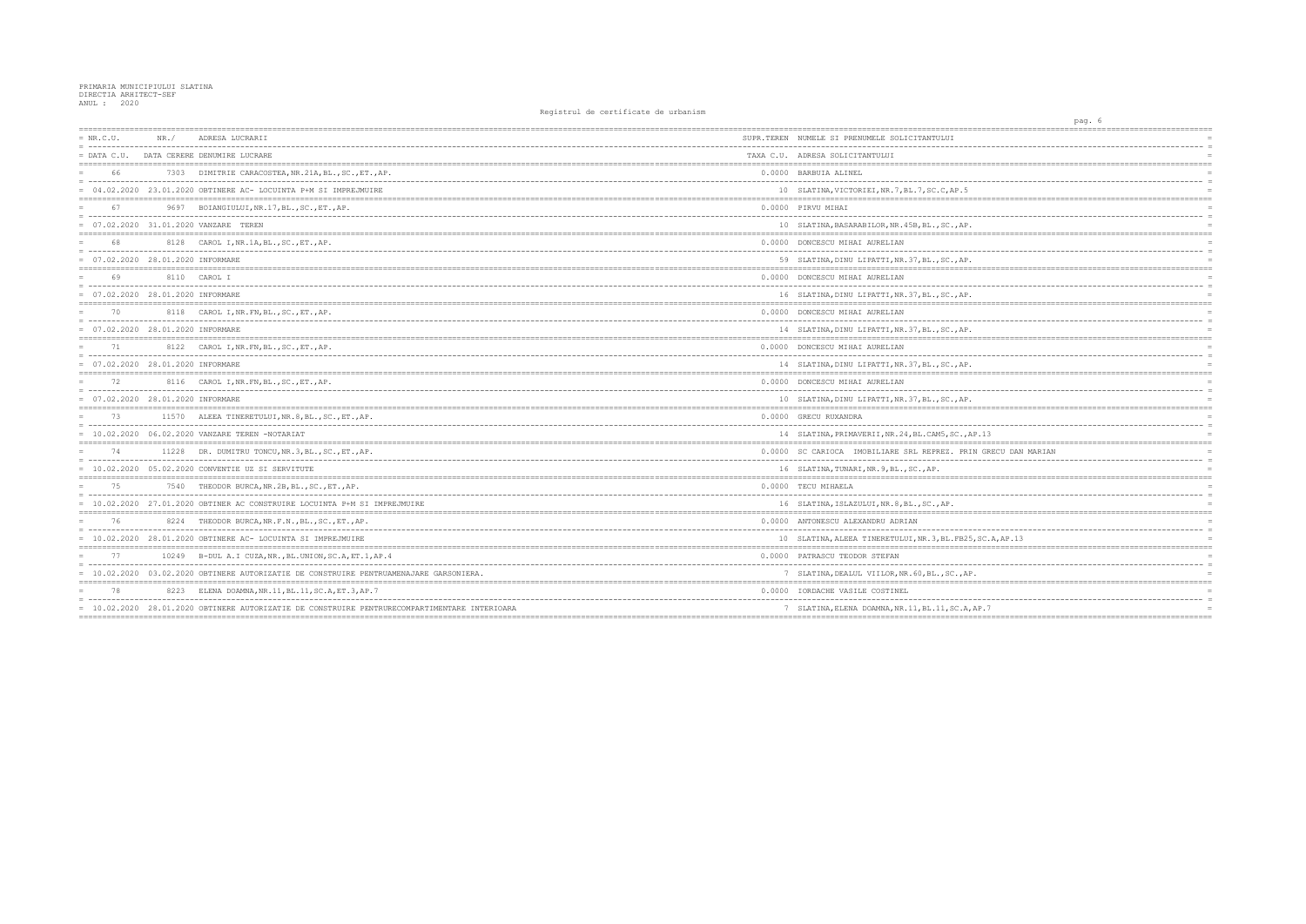PRIMARIA MUNICIPIULUI SLATINA
DIRECTIA ARHITECT-SEF
ANUL : 2020

Registrul de certificate de urbanism

| NR.C.U. / DATA C.U. | NR./ DATA CERERE | ADRESA LUCRARII / DENUMIRE LUCRARE | SUPR.TEREN / TAXA C.U. | NUMELE SI PRENUMELE SOLICITANTULUI / ADRESA SOLICITANTULUI |
|---|---|---|---|---|
| 66 | 7303 | DIMITRIE CARACOSTEA,NR.21A,BL.,SC.,ET.,AP. | 0.0000 | BARBUIA ALINEL |
| 04.02.2020 | 23.01.2020 | OBTINERE AC- LOCUINTA P+M SI IMPREJMUIRE | 10 | SLATINA,VICTORIEI,NR.7,BL.7,SC.C,AP.5 |
| 67 | 9697 | BOIANGIULUI,NR.17,BL.,SC.,ET.,AP. | 0.0000 | PIRVU MIHAI |
| 07.02.2020 | 31.01.2020 | VANZARE TEREN | 10 | SLATINA,BASARABILOR,NR.45B,BL.,SC.,AP. |
| 68 | 8128 | CAROL I,NR.1A,BL.,SC.,ET.,AP. | 0.0000 | DONCESCU MIHAI AURELIAN |
| 07.02.2020 | 28.01.2020 | INFORMARE | 59 | SLATINA,DINU LIPATTI,NR.37,BL.,SC.,AP. |
| 69 | 8110 | CAROL I | 0.0000 | DONCESCU MIHAI AURELIAN |
| 07.02.2020 | 28.01.2020 | INFORMARE | 16 | SLATINA,DINU LIPATTI,NR.37,BL.,SC.,AP. |
| 70 | 8118 | CAROL I,NR.FN,BL.,SC.,ET.,AP. | 0.0000 | DONCESCU MIHAI AURELIAN |
| 07.02.2020 | 28.01.2020 | INFORMARE | 14 | SLATINA,DINU LIPATTI,NR.37,BL.,SC.,AP. |
| 71 | 8122 | CAROL I,NR.FN,BL.,SC.,ET.,AP. | 0.0000 | DONCESCU MIHAI AURELIAN |
| 07.02.2020 | 28.01.2020 | INFORMARE | 14 | SLATINA,DINU LIPATTI,NR.37,BL.,SC.,AP. |
| 72 | 8116 | CAROL I,NR.FN,BL.,SC.,ET.,AP. | 0.0000 | DONCESCU MIHAI AURELIAN |
| 07.02.2020 | 28.01.2020 | INFORMARE | 10 | SLATINA,DINU LIPATTI,NR.37,BL.,SC.,AP. |
| 73 | 11570 | ALEEA TINERETULUI,NR.8,BL.,SC.,ET.,AP. | 0.0000 | GRECU RUXANDRA |
| 10.02.2020 | 06.02.2020 | VANZARE TEREN -NOTARIAT | 14 | SLATINA,PRIMAVERII,NR.24,BL.CAM5,SC.,AP.13 |
| 74 | 11228 | DR. DUMITRU TONCU,NR.3,BL.,SC.,ET.,AP. | 0.0000 | SC CARIOCA IMOBILIARE SRL REPREZ. PRIN GRECU DAN MARIAN |
| 10.02.2020 | 05.02.2020 | CONVENTIE UZ SI SERVITUTE | 16 | SLATINA,TUNARI,NR.9,BL.,SC.,AP. |
| 75 | 7540 | THEODOR BURCA,NR.2B,BL.,SC.,ET.,AP. | 0.0000 | TECU MIHAELA |
| 10.02.2020 | 27.01.2020 | OBTINER AC CONSTRUIRE LOCUINTA P+M SI IMPREJMUIRE | 16 | SLATINA,ISLAZULUI,NR.8,BL.,SC.,AP. |
| 76 | 8224 | THEODOR BURCA,NR.F.N.,BL.,SC.,ET.,AP. | 0.0000 | ANTONESCU ALEXANDRU ADRIAN |
| 10.02.2020 | 28.01.2020 | OBTINERE AC- LOCUINTA SI IMPREJMUIRE | 10 | SLATINA,ALEEA TINERETULUI,NR.3,BL.FB25,SC.A,AP.13 |
| 77 | 10249 | B-DUL A.I CUZA,NR.,BL.UNION,SC.A,ET.1,AP.4 | 0.0000 | PATRASCU TEODOR STEFAN |
| 10.02.2020 | 03.02.2020 | OBTINERE AUTORIZATIE DE CONSTRUIRE PENTRUAMENAJARE GARSONIERA. | 7 | SLATINA,DEALUL VIILOR,NR.60,BL.,SC.,AP. |
| 78 | 8223 | ELENA DOAMNA,NR.11,BL.11,SC.A,ET.3,AP.7 | 0.0000 | IORDACHE VASILE COSTINEL |
| 10.02.2020 | 28.01.2020 | OBTINERE AUTORIZATIE DE CONSTRUIRE PENTRURECOMPARTIMENTARE INTERIOARA | 7 | SLATINA,ELENA DOAMNA,NR.11,BL.11,SC.A,AP.7 |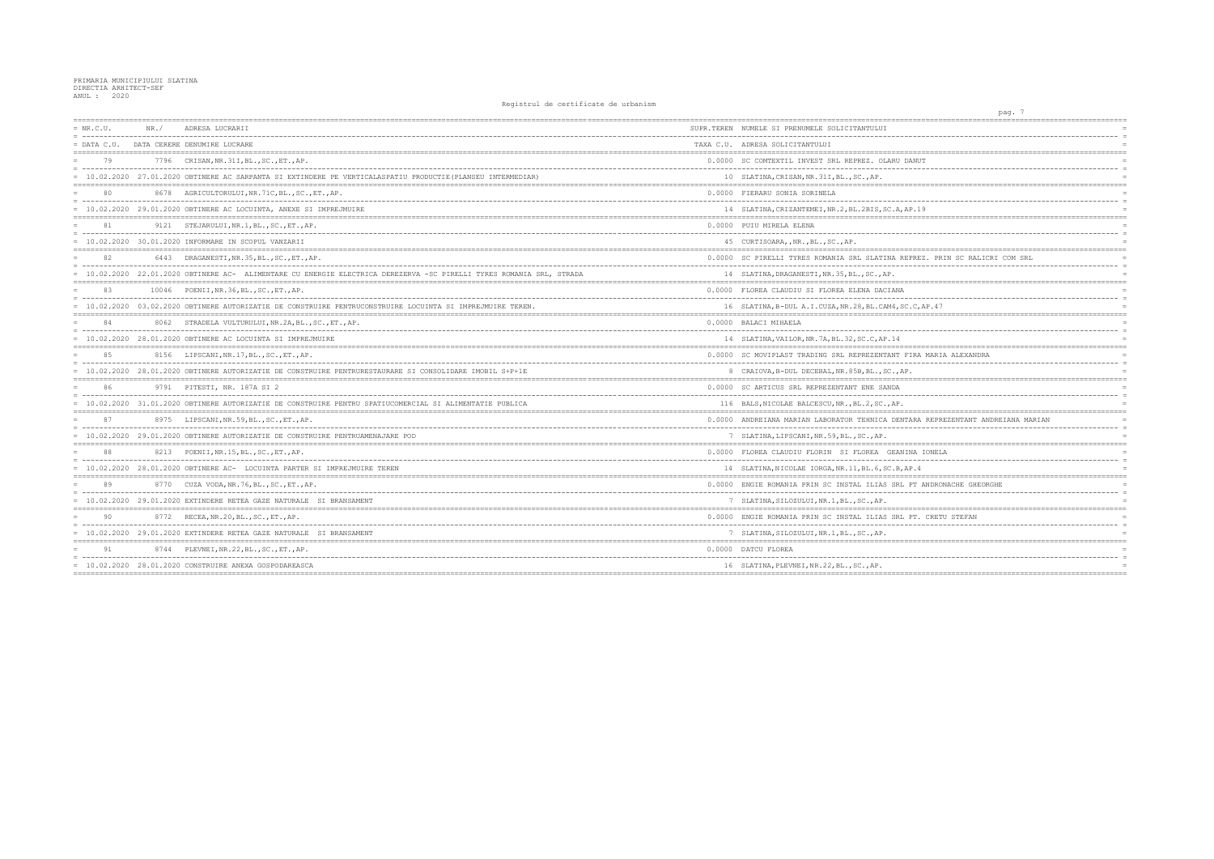PRIMARIA MUNICIPIULUI SLATINA
DIRECTIA ARHITECT-SEF
ANUL : 2020

Registrul de certificate de urbanism

| NR.C.U. / DATA C.U. | NR./ DATA CERERE | ADRESA LUCRARII / DENUMIRE LUCRARE | SUPR.TEREN / TAXA C.U. | NUMELE SI PRENUMELE SOLICITANTULUI / ADRESA SOLICITANTULUI |
|---|---|---|---|---|
| 79 | 7796 | CRISAN,NR.31I,BL.,SC.,ET.,AP. | 0.0000 | SC COMTEXTIL INVEST SRL REPREZ. OLARU DANUT |
| 10.02.2020 | 27.01.2020 | OBTINERE AC SARPANTA SI EXTINDERE PE VERTICALASPATIU PRODUCTIE(PLANSEU INTERMEDIAR) | 10 | SLATINA,CRISAN,NR.31I,BL.,SC.,AP. |
| 80 | 8678 | AGRICULTORULUI,NR.71C,BL.,SC.,ET.,AP. | 0.0000 | FIERARU SONIA SORINELA |
| 10.02.2020 | 29.01.2020 | OBTINERE AC LOCUINTA, ANEXE SI IMPREJMUIRE | 14 | SLATINA,CRIZANTEMEI,NR.2,BL.2BIS,SC.A,AP.19 |
| 81 | 9121 | STEJARULUI,NR.1,BL.,SC.,ET.,AP. | 0.0000 | PUIU MIRELA ELENA |
| 10.02.2020 | 30.01.2020 | INFORMARE IN SCOPUL VANZARII | 45 | CURTISOARA,,NR.,BL.,SC.,AP. |
| 82 | 6443 | DRAGANESTI,NR.35,BL.,SC.,ET.,AP. | 0.0000 | SC PIRELLI TYRES ROMANIA SRL SLATINA REPREZ. PRIN SC RALICRI COM SRL |
| 10.02.2020 | 22.01.2020 | OBTINERE AC- ALIMENTARE CU ENERGIE ELECTRICA DEREZERVA -SC PIRELLI TYRES ROMANIA SRL, STRADA | 14 | SLATINA,DRAGANESTI,NR.35,BL.,SC.,AP. |
| 83 | 10046 | POENII,NR.36,BL.,SC.,ET.,AP. | 0.0000 | FLOREA CLAUDIU SI FLOREA ELENA DACIANA |
| 10.02.2020 | 03.02.2020 | OBTINERE AUTORIZATIE DE CONSTRUIRE PENTRUCONSTRUIRE LOCUINTA SI IMPREJMUIRE TEREN. | 16 | SLATINA,B-DUL A.I.CUZA,NR.28,BL.CAM4,SC.C,AP.47 |
| 84 | 8062 | STRADELA VULTURULUI,NR.2A,BL.,SC.,ET.,AP. | 0.0000 | BALACI MIHAELA |
| 10.02.2020 | 28.01.2020 | OBTINERE AC LOCUINTA SI IMPREJMUIRE | 14 | SLATINA,VAILOR,NR.7A,BL.32,SC.C,AP.14 |
| 85 | 8156 | LIPSCANI,NR.17,BL.,SC.,ET.,AP. | 0.0000 | SC MOVIPLAST TRADING SRL REPREZENTANT FIRA MARIA ALEXANDRA |
| 10.02.2020 | 28.01.2020 | OBTINERE AUTORIZATIE DE CONSTRUIRE PENTRURESTAURARE SI CONSOLIDARE IMOBIL S+P+1E | 8 | CRAIOVA,B-DUL DECEBAL,NR.85B,BL.,SC.,AP. |
| 86 | 9791 | PITESTI, NR. 187A SI 2 | 0.0000 | SC ARTICUS SRL REPREZENTANT ENE SANDA |
| 10.02.2020 | 31.01.2020 | OBTINERE AUTORIZATIE DE CONSTRUIRE PENTRU SPATIUCOMERCIAL SI ALIMENTATIE PUBLICA | 116 | BALS,NICOLAE BALCESCU,NR.,BL.2,SC.,AP. |
| 87 | 8975 | LIPSCANI,NR.59,BL.,SC.,ET.,AP. | 0.0000 | ANDREIANA MARIAN LABORATOR TEHNICA DENTARA REPREZENTANT ANDREIANA MARIAN |
| 10.02.2020 | 29.01.2020 | OBTINERE AUTORIZATIE DE CONSTRUIRE PENTRUAMENAJARE POD | 7 | SLATINA,LIPSCANI,NR.59,BL.,SC.,AP. |
| 88 | 8213 | POENII,NR.15,BL.,SC.,ET.,AP. | 0.0000 | FLOREA CLAUDIU FLORIN SI FLOREA GEANINA IONELA |
| 10.02.2020 | 28.01.2020 | OBTINERE AC- LOCUINTA PARTER SI IMPREJMUIRE TEREN | 14 | SLATINA,NICOLAE IORGA,NR.11,BL.6,SC.B,AP.4 |
| 89 | 8770 | CUZA VODA,NR.76,BL.,SC.,ET.,AP. | 0.0000 | ENGIE ROMANIA PRIN SC INSTAL ILIAS SRL PT ANDRONACHE GHEORGHE |
| 10.02.2020 | 29.01.2020 | EXTINDERE RETEA GAZE NATURALE SI BRANSAMENT | 7 | SLATINA,SILOZULUI,NR.1,BL.,SC.,AP. |
| 90 | 8772 | RECEA,NR.20,BL.,SC.,ET.,AP. | 0.0000 | ENGIE ROMANIA PRIN SC INSTAL ILIAS SRL PT. CRETU STEFAN |
| 10.02.2020 | 29.01.2020 | EXTINDERE RETEA GAZE NATURALE SI BRANSAMENT | 7 | SLATINA,SILOZULUI,NR.1,BL.,SC.,AP. |
| 91 | 8744 | PLEVNEI,NR.22,BL.,SC.,ET.,AP. | 0.0000 | DATCU FLOREA |
| 10.02.2020 | 28.01.2020 | CONSTRUIRE ANEXA GOSPODAREASCA | 16 | SLATINA,PLEVNEI,NR.22,BL.,SC.,AP. |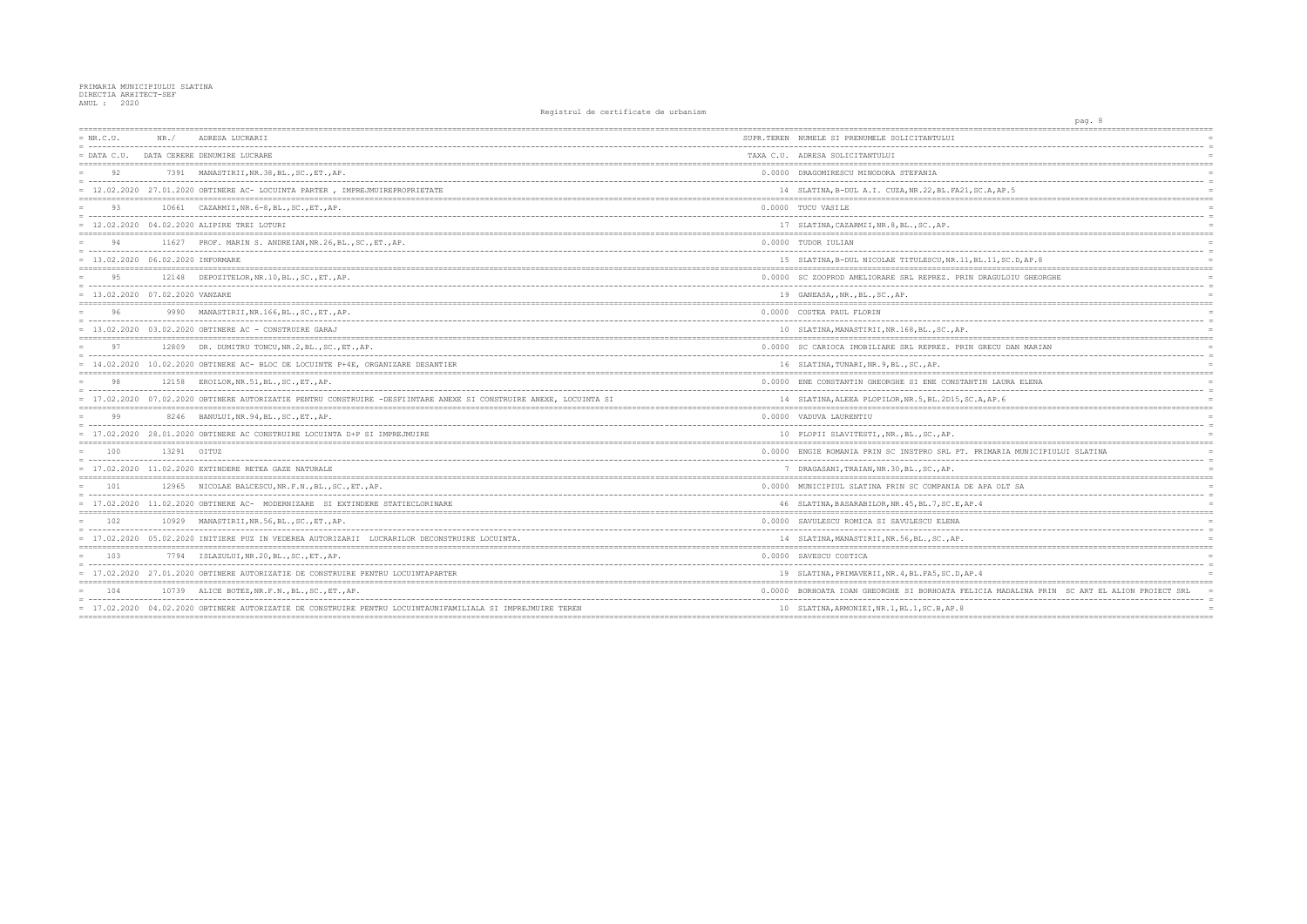PRIMARIA MUNICIPIULUI SLATINA
DIRECTIA ARHITECT-SEF
ANUL : 2020

Registrul de certificate de urbanism

| NR.C.U. / DATA C.U. | NR. / DATA CERERE | ADRESA LUCRARII / DENUMIRE LUCRARE | SUPR.TEREN / TAXA C.U. | NUMELE SI PRENUMELE SOLICITANTULUI / ADRESA SOLICITANTULUI |
|---|---|---|---|---|
| 92 | 7391 | MANASTIRII,NR.38,BL.,SC.,ET.,AP. | 0.0000 | DRAGOMIRESCU MINODORA STEFANIA |
| 12.02.2020 | 27.01.2020 | OBTINERE AC- LOCUINTA PARTER , IMPREJMUIREPROPRIETATE | 14 | SLATINA,B-DUL A.I. CUZA,NR.22,BL.FA21,SC.A,AP.5 |
| 93 | 10661 | CAZARMII,NR.6-8,BL.,SC.,ET.,AP. | 0.0000 | TUCU VASILE |
| 12.02.2020 | 04.02.2020 | ALIPIRE TREI LOTURI | 17 | SLATINA,CAZARMII,NR.8,BL.,SC.,AP. |
| 94 | 11627 | PROF. MARIN S. ANDREIAN,NR.26,BL.,SC.,ET.,AP. | 0.0000 | TUDOR IULIAN |
| 13.02.2020 | 06.02.2020 | INFORMARE | 15 | SLATINA,B-DUL NICOLAE TITULESCU,NR.11,BL.11,SC.D,AP.8 |
| 95 | 12148 | DEPOZITELOR,NR.10,BL.,SC.,ET.,AP. | 0.0000 | SC ZOOPROD AMELIORARE SRL REPREZ. PRIN DRAGULOIU GHEORGHE |
| 13.02.2020 | 07.02.2020 | VANZARE | 19 | GANEASA,,NR.,BL.,SC.,AP. |
| 96 | 9990 | MANASTIRII,NR.166,BL.,SC.,ET.,AP. | 0.0000 | COSTEA PAUL FLORIN |
| 13.02.2020 | 03.02.2020 | OBTINERE AC - CONSTRUIRE GARAJ | 10 | SLATINA,MANASTIRII,NR.168,BL.,SC.,AP. |
| 97 | 12809 | DR. DUMITRU TONCU,NR.2,BL.,SC.,ET.,AP. | 0.0000 | SC CARIOCA IMOBILIARE SRL REPREZ. PRIN GRECU DAN MARIAN |
| 14.02.2020 | 10.02.2020 | OBTINERE AC- BLOC DE LOCUINTE P+4E, ORGANIZARE DESANTIER | 16 | SLATINA,TUNARI,NR.9,BL.,SC.,AP. |
| 98 | 12158 | EROILOR,NR.51,BL.,SC.,ET.,AP. | 0.0000 | ENE CONSTANTIN GHEORGHE SI ENE CONSTANTIN LAURA ELENA |
| 17.02.2020 | 07.02.2020 | OBTINERE AUTORIZATIE PENTRU CONSTRUIRE -DESFIINTARE ANEXE SI CONSTRUIRE ANEXE, LOCUINTA SI | 14 | SLATINA,ALEEA PLOPILOR,NR.5,BL.2D15,SC.A,AP.6 |
| 99 | 8246 | BANULUI,NR.94,BL.,SC.,ET.,AP. | 0.0000 | VADUVA LAURENTIU |
| 17.02.2020 | 28.01.2020 | OBTINERE AC CONSTRUIRE LOCUINTA D+P SI IMPREJMUIRE | 10 | PLOPII SLAVITESTI,,NR.,BL.,SC.,AP. |
| 100 | 13291 | OITUZ | 0.0000 | ENGIE ROMANIA PRIN SC INSTPRO SRL PT. PRIMARIA MUNICIPIULUI SLATINA |
| 17.02.2020 | 11.02.2020 | EXTINDERE RETEA GAZE NATURALE | 7 | DRAGASANI,TRAIAN,NR.30,BL.,SC.,AP. |
| 101 | 12965 | NICOLAE BALCESCU,NR.F.N.,BL.,SC.,ET.,AP. | 0.0000 | MUNICIPIUL SLATINA PRIN SC COMPANIA DE APA OLT SA |
| 17.02.2020 | 11.02.2020 | OBTINERE AC- MODERNIZARE SI EXTINDERE STATIECLORINARE | 46 | SLATINA,BASARABILOR,NR.45,BL.7,SC.E,AP.4 |
| 102 | 10929 | MANASTIRII,NR.56,BL.,SC.,ET.,AP. | 0.0000 | SAVULESCU ROMICA SI SAVULESCU ELENA |
| 17.02.2020 | 05.02.2020 | INITIERE PUZ IN VEDEREA AUTORIZARII LUCRARILOR DECONSTRUIRE LOCUINTA. | 14 | SLATINA,MANASTIRII,NR.56,BL.,SC.,AP. |
| 103 | 7794 | ISLAZULUI,NR.20,BL.,SC.,ET.,AP. | 0.0000 | SAVESCU COSTICA |
| 17.02.2020 | 27.01.2020 | OBTINERE AUTORIZATIE DE CONSTRUIRE PENTRU LOCUINTAPARTER | 19 | SLATINA,PRIMAVERII,NR.4,BL.FA5,SC.D,AP.4 |
| 104 | 10739 | ALICE BOTEZ,NR.F.N.,BL.,SC.,ET.,AP. | 0.0000 | BORHOATA IOAN GHEORGHE SI BORHOATA FELICIA MADALINA PRIN SC ART EL ALION PROIECT SRL |
| 17.02.2020 | 04.02.2020 | OBTINERE AUTORIZATIE DE CONSTRUIRE PENTRU LOCUINTAUNIFAMILIALA SI IMPREJMUIRE TEREN | 10 | SLATINA,ARMONIEI,NR.1,BL.1,SC.B,AP.8 |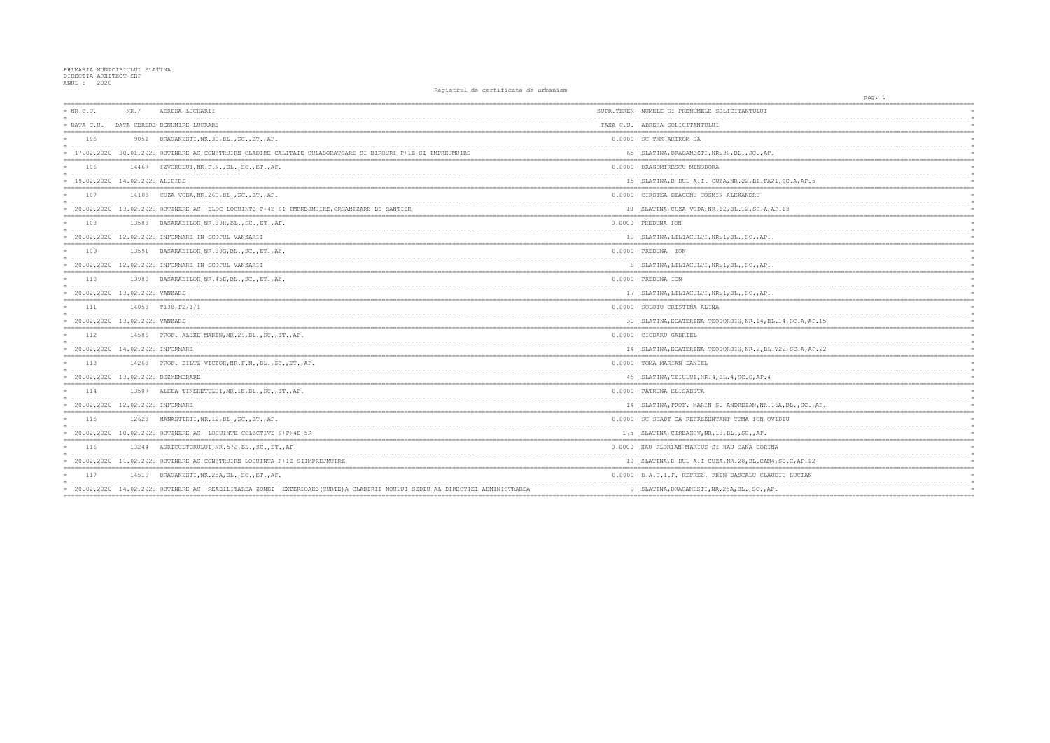PRIMARIA MUNICIPIULUI SLATINA
DIRECTIA ARHITECT-SEF
ANUL : 2020

Registrul de certificate de urbanism

| NR.C.U. / DATA C.U. | NR./ DATA CERERE | ADRESA LUCRARII / DENUMIRE LUCRARE | SUPR.TEREN / TAXA C.U. | NUMELE SI PRENUMELE SOLICITANTULUI / ADRESA SOLICITANTULUI |
|---|---|---|---|---|
| 105 | 9052 | DRAGANESTI,NR.30,BL.,SC.,ET.,AP. | 0.0000 | SC TMK ARTROM SA |
| 17.02.2020 | 30.01.2020 | OBTINERE AC CONSTRUIRE CLADIRE CALITATE CULABORATOARE SI BIROURI P+1E SI IMPREJMUIRE | 65 | SLATINA,DRAGANESTI,NR.30,BL.,SC.,AP. |
| 106 | 14467 | IZVORULUI,NR.F.N.,BL.,SC.,ET.,AP. | 0.0000 | DRAGOMIRESCU MINODORA |
| 19.02.2020 | 14.02.2020 | ALIPIRE | 15 | SLATINA,B-DUL A.I. CUZA,NR.22,BL.FA21,SC.A,AP.5 |
| 107 | 14103 | CUZA VODA,NR.26C,BL.,SC.,ET.,AP. | 0.0000 | CIRSTEA DEACONU COSMIN ALEXANDRU |
| 20.02.2020 | 13.02.2020 | OBTINERE AC- BLOC LOCUINTE P+4E SI IMPREJMUIRE,ORGANIZARE DE SANTIER | 10 | SLATINA,CUZA VODA,NR.12,BL.12,SC.A,AP.13 |
| 108 | 13588 | BASARABILOR,NR.39H,BL.,SC.,ET.,AP. | 0.0000 | PREDUNA ION |
| 20.02.2020 | 12.02.2020 | INFORMARE IN SCOPUL VANZARII | 10 | SLATINA,LILIACULUI,NR.1,BL.,SC.,AP. |
| 109 | 13591 | BASARABILOR,NR.39G,BL.,SC.,ET.,AP. | 0.0000 | PREDUNA ION |
| 20.02.2020 | 12.02.2020 | INFORMARE IN SCOPUL VANZARII | 8 | SLATINA,LILIACULUI,NR.1,BL.,SC.,AP. |
| 110 | 13980 | BASARABILOR,NR.45B,BL.,SC.,ET.,AP. | 0.0000 | PREDUNA ION |
| 20.02.2020 | 13.02.2020 | VANZARE | 17 | SLATINA,LILIACULUI,NR.1,BL.,SC.,AP. |
| 111 | 14058 | T138,P2/1/1 | 0.0000 | SOLOIU CRISTINA ALINA |
| 20.02.2020 | 13.02.2020 | VANZARE | 30 | SLATINA,ECATERINA TEODOROIU,NR.14,BL.14,SC.A,AP.15 |
| 112 | 14586 | PROF. ALEXE MARIN,NR.29,BL.,SC.,ET.,AP. | 0.0000 | CIODARU GABRIEL |
| 20.02.2020 | 14.02.2020 | INFORMARE | 14 | SLATINA,ECATERINA TEODOROIU,NR.2,BL.V22,SC.A,AP.22 |
| 113 | 14268 | PROF. BILTZ VICTOR,NR.F.N.,BL.,SC.,ET.,AP. | 0.0000 | TOMA MARIAN DANIEL |
| 20.02.2020 | 13.02.2020 | DEZMEMBRARE | 45 | SLATINA,TEIULUI,NR.4,BL.4,SC.C,AP.4 |
| 114 | 13507 | ALEEA TINERETULUI,NR.1E,BL.,SC.,ET.,AP. | 0.0000 | PATRUNA ELISABETA |
| 20.02.2020 | 12.02.2020 | INFORMARE | 14 | SLATINA,PROF. MARIN S. ANDREIAN,NR.16A,BL.,SC.,AP. |
| 115 | 12628 | MANASTIRII,NR.12,BL.,SC.,ET.,AP. | 0.0000 | SC SCADT SA REPREZENTANT TOMA ION OVIDIU |
| 20.02.2020 | 10.02.2020 | OBTINERE AC -LOCUINTE COLECTIVE S+P+4E+5R | 175 | SLATINA,CIREASOV,NR.18,BL.,SC.,AP. |
| 116 | 13244 | AGRICULTORULUI,NR.57J,BL.,SC.,ET.,AP. | 0.0000 | HAU FLORIAN MARIUS SI HAU OANA CORINA |
| 20.02.2020 | 11.02.2020 | OBTINERE AC CONSTRUIRE LOCUINTA P+1E SIIMPREJMUIRE | 10 | SLATINA,B-DUL A.I CUZA,NR.28,BL.CAM4,SC.C,AP.12 |
| 117 | 14519 | DRAGANESTI,NR.25A,BL.,SC.,ET.,AP. | 0.0000 | D.A.S.I.F. REPREZ. PRIN DASCALU CLAUDIU LUCIAN |
| 20.02.2020 | 14.02.2020 | OBTINERE AC- REABILITAREA ZONEI EXTERIOARE(CURTE)A CLADIRII NOULUI SEDIU AL DIRECTIEI ADMINISTRAREA | 0 | SLATINA,DRAGANESTI,NR.25A,BL.,SC.,AP. |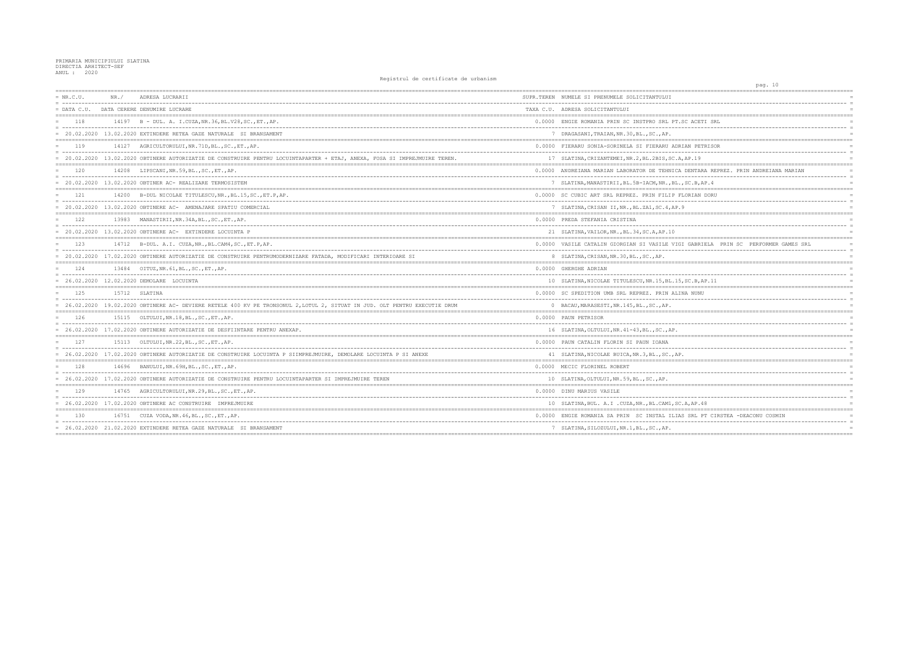PRIMARIA MUNICIPIULUI SLATINA
DIRECTIA ARHITECT-SEF
ANUL : 2020

Registrul de certificate de urbanism

| NR.C.U. / DATA C.U. | NR./ DATA CERERE | ADRESA LUCRARII / DENUMIRE LUCRARE | SUPR.TEREN / TAXA C.U. | NUMELE SI PRENUMELE SOLICITANTULUI / ADRESA SOLICITANTULUI |
|---|---|---|---|---|
| 118 | 14197 | B - DUL. A. I.CUZA,NR.36,BL.V28,SC.,ET.,AP. | 0.0000 | ENGIE ROMANIA PRIN SC INSTPRO SRL PT.SC ACETI SRL |
| 20.02.2020 | 13.02.2020 | EXTINDERE RETEA GAZE NATURALE SI BRANSAMENT | 7 | DRAGASANI,TRAIAN,NR.30,BL.,SC.,AP. |
| 119 | 14127 | AGRICULTORULUI,NR.71D,BL.,SC.,ET.,AP. | 0.0000 | FIERARU SONIA-SORINELA SI FIERARU ADRIAN PETRISOR |
| 20.02.2020 | 13.02.2020 | OBTINERE AUTORIZATIE DE CONSTRUIRE PENTRU LOCUINTAPARTER + ETAJ, ANEXA, FOSA SI IMPREJMUIRE TEREN. | 17 | SLATINA,CRIZANTEMEI,NR.2,BL.2BIS,SC.A,AP.19 |
| 120 | 14208 | LIPSCANI,NR.59,BL.,SC.,ET.,AP. | 0.0000 | ANDREIANA MARIAN LABORATOR DE TEHNICA DENTARA REPREZ. PRIN ANDREIANA MARIAN |
| 20.02.2020 | 13.02.2020 | OBTINER AC- REALIZARE TERMOSISTEM | 7 | SLATINA,MANASTIRII,BL.5B-IACM,NR.,BL.,SC.B,AP.4 |
| 121 | 14200 | B-DUL NICOLAE TITULESCU,NR.,BL.15,SC.,ET.P,AP. | 0.0000 | SC CUBIC ART SRL REPREZ. PRIN FILIP FLORIAN DORU |
| 20.02.2020 | 13.02.2020 | OBTINERE AC- AMENAJARE SPATIU COMERCIAL | 7 | SLATINA,CRISAN II,NR.,BL.ZA1,SC.4,AP.9 |
| 122 | 13983 | MANASTIRII,NR.34A,BL.,SC.,ET.,AP. | 0.0000 | PREDA STEFANIA CRISTINA |
| 20.02.2020 | 13.02.2020 | OBTINERE AC- EXTINDERE LOCUINTA P | 21 | SLATINA,VAILOR,NR.,BL.34,SC.A,AP.10 |
| 123 | 14712 | B-DUL. A.I. CUZA,NR.,BL.CAM4,SC.,ET.P,AP. | 0.0000 | VASILE CATALIN GIORGIAN SI VASILE VIGI GABRIELA PRIN SC PERFORMER GAMES SRL |
| 20.02.2020 | 17.02.2020 | OBTINERE AUTORIZATIE DE CONSTRUIRE PENTRUMODERNIZARE FATADA, MODIFICARI INTERIOARE SI | 8 | SLATINA,CRISAN,NR.30,BL.,SC.,AP. |
| 124 | 13484 | OITUZ,NR.61,BL.,SC.,ET.,AP. | 0.0000 | GHERGHE ADRIAN |
| 26.02.2020 | 12.02.2020 | DEMOLARE LOCUINTA | 10 | SLATINA,NICOLAE TITULESCU,NR.15,BL.15,SC.B,AP.11 |
| 125 | 15712 | SLATINA | 0.0000 | SC SPEDITION UMB SRL REPREZ. PRIN ALINA NUNU |
| 26.02.2020 | 19.02.2020 | OBTINERE AC- DEVIERE RETELE 400 KV PE TRONSONUL 2,LOTUL 2, SITUAT IN JUD. OLT PENTRU EXECUTIE DRUM | 0 | BACAU,MARASESTI,NR.145,BL.,SC.,AP. |
| 126 | 15115 | OLTULUI,NR.18,BL.,SC.,ET.,AP. | 0.0000 | PAUN PETRISOR |
| 26.02.2020 | 17.02.2020 | OBTINERE AUTORIZATIE DE DESFIINTARE PENTRU ANEXAP. | 16 | SLATINA,OLTULUI,NR.41-43,BL.,SC.,AP. |
| 127 | 15113 | OLTULUI,NR.22,BL.,SC.,ET.,AP. | 0.0000 | PAUN CATALIN FLORIN SI PAUN IOANA |
| 26.02.2020 | 17.02.2020 | OBTINERE AUTORIZATIE DE CONSTRUIRE LOCUINTA P SIIMPREJMUIRE, DEMOLARE LOCUINTA P SI ANEXE | 41 | SLATINA,NICOLAE BUICA,NR.3,BL.,SC.,AP. |
| 128 | 14696 | BANULUI,NR.69H,BL.,SC.,ET.,AP. | 0.0000 | MECIC FLORINEL ROBERT |
| 26.02.2020 | 17.02.2020 | OBTINERE AUTORIZATIE DE CONSTRUIRE PENTRU LOCUINTAPARTER SI IMPREJMUIRE TEREN | 10 | SLATINA,OLTULUI,NR.59,BL.,SC.,AP. |
| 129 | 14765 | AGRICULTORULUI,NR.29,BL.,SC.,ET.,AP. | 0.0000 | DINU MARIUS VASILE |
| 26.02.2020 | 17.02.2020 | OBTINERE AC CONSTRUIRE IMPREJMUIRE | 10 | SLATINA,BUL. A.I .CUZA,NR.,BL.CAM1,SC.A,AP.48 |
| 130 | 16751 | CUZA VODA,NR.46,BL.,SC.,ET.,AP. | 0.0000 | ENGIE ROMANIA SA PRIN SC INSTAL ILIAS SRL PT CIRSTEA -DEACONU COSMIN |
| 26.02.2020 | 21.02.2020 | EXTINDERE RETEA GAZE NATURALE SI BRANSAMENT | 7 | SLATINA,SILOZULUI,NR.1,BL.,SC.,AP. |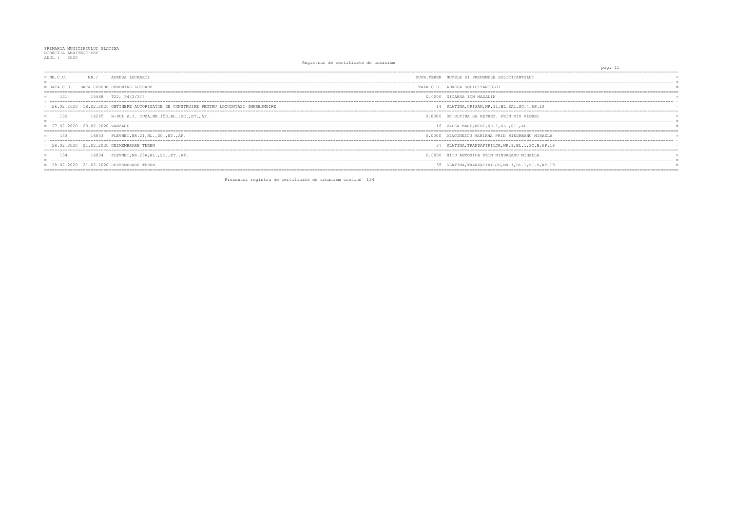PRIMARIA MUNICIPIULUI SLATINA
DIRECTIA ARHITECT-SEF
ANUL : 2020

Registrul de certificate de urbanism

| NR.C.U. / DATA C.U. | NR. / DATA CERERE | ADRESA LUCRARII / DENUMIRE LUCRARE | SUPR.TEREN / TAXA C.U. | NUMELE SI PRENUMELE SOLICITANTULUI / ADRESA SOLICITANTULUI |
|---|---|---|---|---|
| 131 | 15468 | T22, P4/2/2/5 | 0.0000 | GIOARSA ION MADALIN |
| 26.02.2020 | 18.02.2020 | OBTINERE AUTORIZATIE DE CONSTRUIRE PENTRU LOCUINTASI IMPREJMUIRE | 14 | SLATINA,CRISAN,NR.11,BL.ZA1,SC.4,AP.10 |
| 132 | 16245 | B-DUL A.I. CUZA,NR.153,BL.,SC.,ET.,AP. | 0.0000 | SC OLTINA SA REPREZ. PRIN MIU VIOREL |
| 27.02.2020 | 20.02.2020 | VANZARE | 16 | VALEA MARE,MIRI,NR.1,BL.,SC.,AP. |
| 133 | 16833 | PLEVNEI,NR.21,BL.,SC.,ET.,AP. | 0.0000 | DIACONESCU MARIANA PRIN MINDREANU MIHAELA |
| 28.02.2020 | 21.02.2020 | DEZMEMBRARE TEREN | 37 | SLATINA,TRANDAFIRILOR,NR.1,BL.1,SC.B,AP.19 |
| 134 | 16834 | PLEVNEI,NR.23A,BL.,SC.,ET.,AP. | 0.0000 | NITU ANTONICA PRIN MINDREANU MIHAELA |
| 28.02.2020 | 21.02.2020 | DEZMEMBRARE TEREN | 35 | SLATINA,TRANDAFIRILOR,NR.1,BL.1,SC.B,AP.19 |

Prezentul registru de certificate de urbanism contine 134